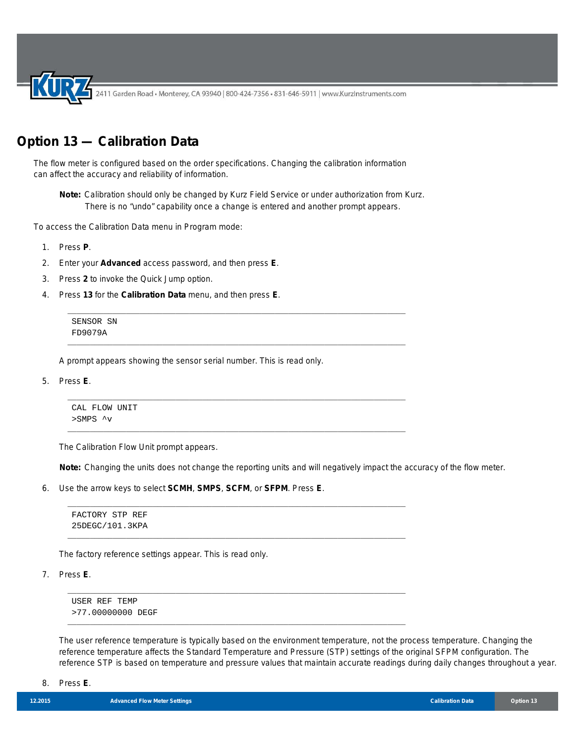# Option 13 — Calibration Data

The flow meter is configured based on the order specifications. Changing the calibration information can affect the accuracy and reliability of information.

> **Note:** Calibration should only be changed by Kurz Field Service or under authorization from Kurz. There is no "undo" capability once a change is entered and another prompt appears.

To access the Calibration Data menu in Program mode:

1. Press **P**.
2. Enter your **Advanced** access password, and then press **E**.
3. Press **2** to invoke the Quick Jump option.
4. Press **13** for the **Calibration Data** menu, and then press **E**.

   ```
   SENSOR SN
   FD9079A
   ```

   A prompt appears showing the sensor serial number. This is read only.

5. Press **E**.

   ```
   CAL FLOW UNIT
   >SMPS ^v
   ```

   The Calibration Flow Unit prompt appears.

   **Note:** Changing the units does not change the reporting units and will negatively impact the accuracy of the flow meter.

6. Use the arrow keys to select **SCMH**, **SMPS**, **SCFM**, or **SFPM**. Press **E**.

   ```
   FACTORY STP REF
   25DEGC/101.3KPA
   ```

   The factory reference settings appear. This is read only.

7. Press **E**.

   ```
   USER REF TEMP
   >77.00000000 DEGF
   ```

   The user reference temperature is typically based on the environment temperature, not the process temperature. Changing the reference temperature affects the Standard Temperature and Pressure (STP) settings of the original SFPM configuration. The reference STP is based on temperature and pressure values that maintain accurate readings during daily changes throughout a year.

8. Press **E**.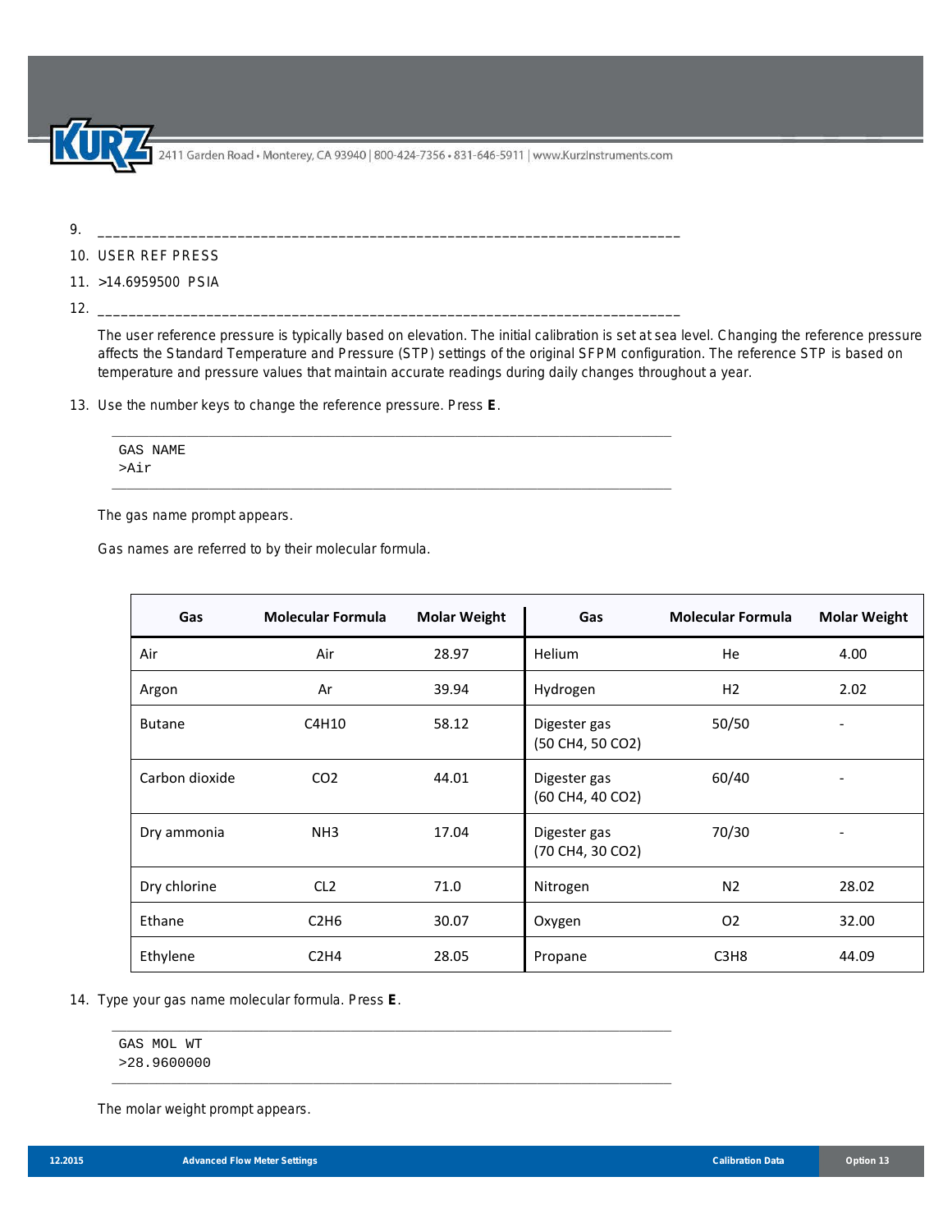9. \_\_\_\_\_\_\_\_\_\_\_\_\_\_\_\_\_\_\_\_\_\_\_\_\_\_\_\_\_\_\_\_\_\_\_\_\_\_\_\_\_\_\_\_\_\_\_\_\_\_\_\_\_\_\_\_\_\_\_\_\_\_\_\_\_\_\_\_\_\_\_\_\_\_\_\_
10. USER REF PRESS
11. >14.6959500 PSIA
12. \_\_\_\_\_\_\_\_\_\_\_\_\_\_\_\_\_\_\_\_\_\_\_\_\_\_\_\_\_\_\_\_\_\_\_\_\_\_\_\_\_\_\_\_\_\_\_\_\_\_\_\_\_\_\_\_\_\_\_\_\_\_\_\_\_\_\_\_\_\_\_\_\_\_\_\_

    The user reference pressure is typically based on elevation. The initial calibration is set at sea level. Changing the reference pressure affects the Standard Temperature and Pressure (STP) settings of the original SFPM configuration. The reference STP is based on temperature and pressure values that maintain accurate readings during daily changes throughout a year.

13. Use the number keys to change the reference pressure. Press **E**.

```
GAS NAME
>Air
```

The gas name prompt appears.

Gas names are referred to by their molecular formula.

| Gas | Molecular Formula | Molar Weight | Gas | Molecular Formula | Molar Weight |
|---|---|---|---|---|---|
| Air | Air | 28.97 | Helium | He | 4.00 |
| Argon | Ar | 39.94 | Hydrogen | H2 | 2.02 |
| Butane | C4H10 | 58.12 | Digester gas (50 CH4, 50 CO2) | 50/50 | - |
| Carbon dioxide | CO2 | 44.01 | Digester gas (60 CH4, 40 CO2) | 60/40 | - |
| Dry ammonia | NH3 | 17.04 | Digester gas (70 CH4, 30 CO2) | 70/30 | - |
| Dry chlorine | CL2 | 71.0 | Nitrogen | N2 | 28.02 |
| Ethane | C2H6 | 30.07 | Oxygen | O2 | 32.00 |
| Ethylene | C2H4 | 28.05 | Propane | C3H8 | 44.09 |

14. Type your gas name molecular formula. Press **E**.

```
GAS MOL WT
>28.9600000
```

The molar weight prompt appears.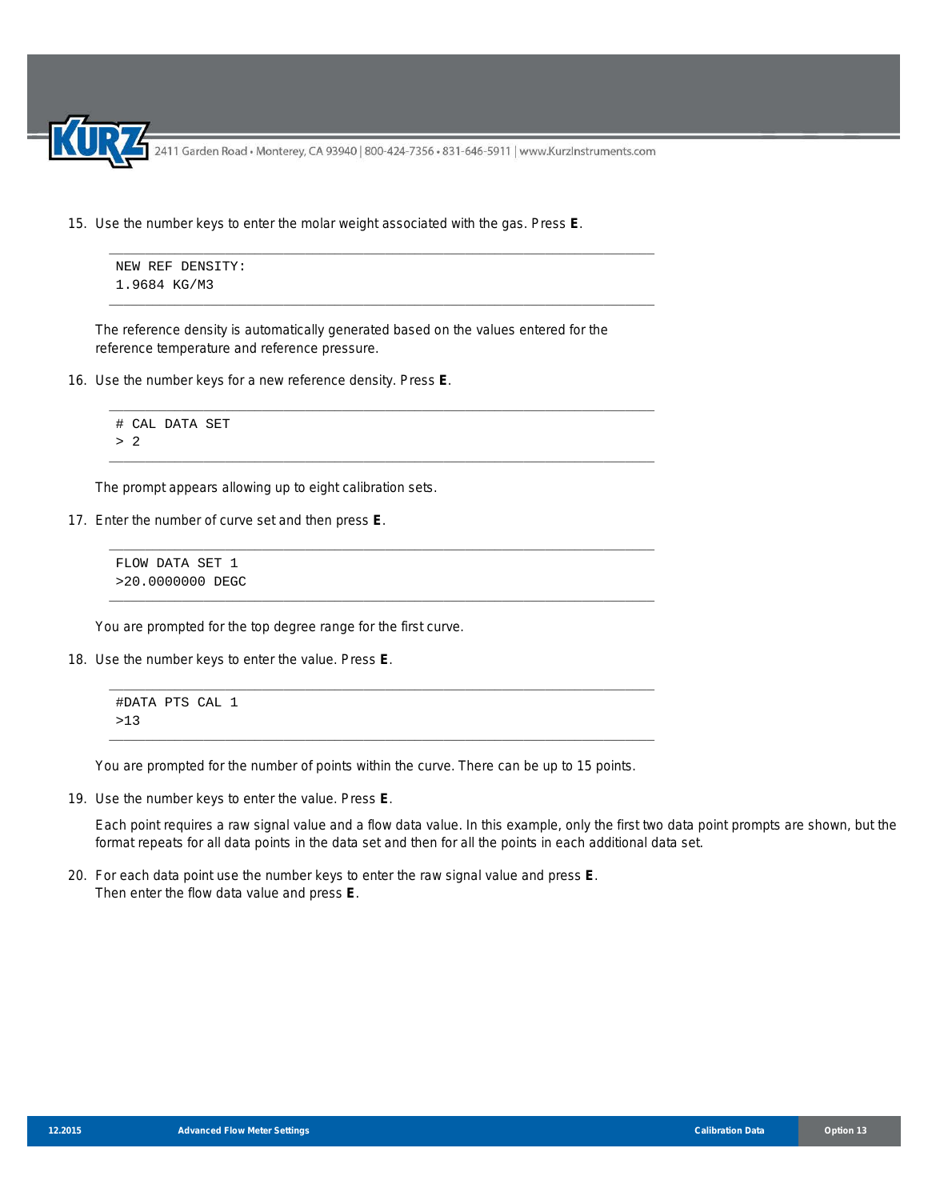15. Use the number keys to enter the molar weight associated with the gas. Press **E**.

```
NEW REF DENSITY:
1.9684 KG/M3
```

The reference density is automatically generated based on the values entered for the reference temperature and reference pressure.

16. Use the number keys for a new reference density. Press **E**.

```
# CAL DATA SET
> 2
```

The prompt appears allowing up to eight calibration sets.

17. Enter the number of curve set and then press **E**.

```
FLOW DATA SET 1
>20.0000000 DEGC
```

You are prompted for the top degree range for the first curve.

18. Use the number keys to enter the value. Press **E**.

```
#DATA PTS CAL 1
>13
```

You are prompted for the number of points within the curve. There can be up to 15 points.

19. Use the number keys to enter the value. Press **E**.

Each point requires a raw signal value and a flow data value. In this example, only the first two data point prompts are shown, but the format repeats for all data points in the data set and then for all the points in each additional data set.

20. For each data point use the number keys to enter the raw signal value and press **E**.
Then enter the flow data value and press **E**.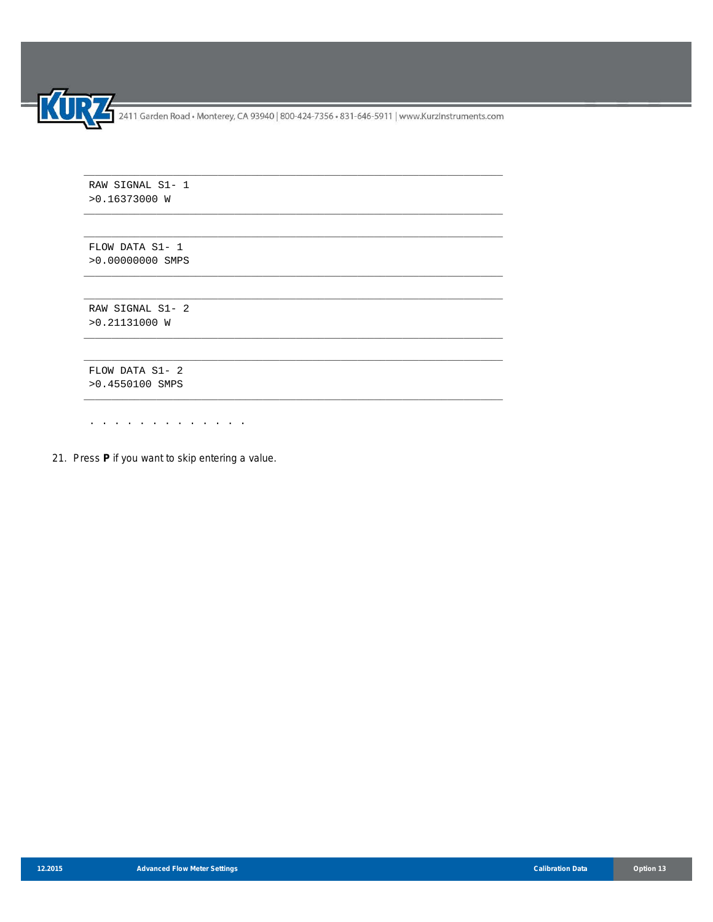```
RAW SIGNAL S1- 1
>0.16373000 W
```

```
FLOW DATA S1- 1
>0.00000000 SMPS
```

```
RAW SIGNAL S1- 2
>0.21131000 W
```

```
FLOW DATA S1- 2
>0.4550100 SMPS
```

. . . . . . . . . . . . .

21. Press **P** if you want to skip entering a value.